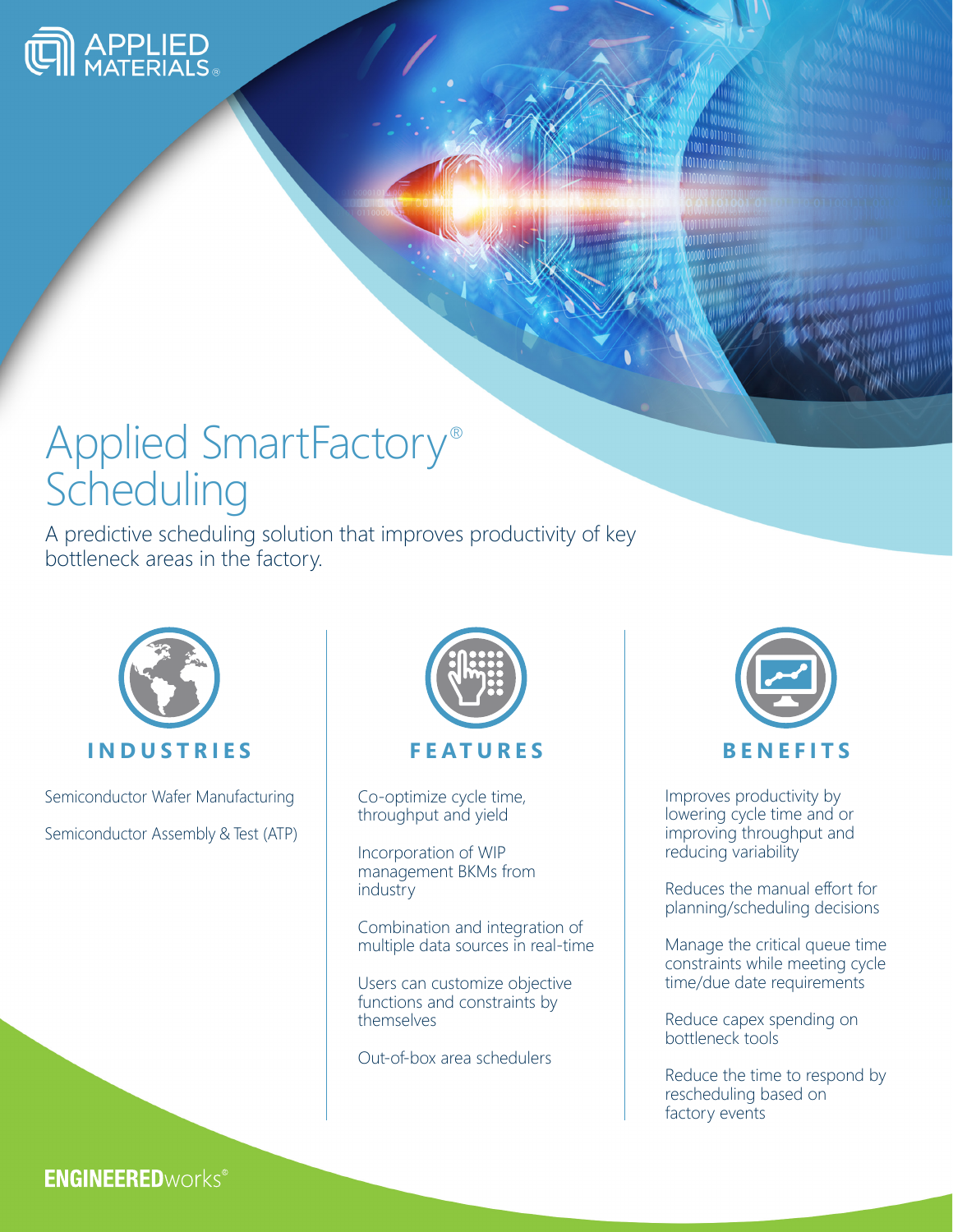APPLIED MATERIALS®

# Applied SmartFactory® Scheduling

A predictive scheduling solution that improves productivity of key bottleneck areas in the factory.

## INDUSTRIES

Semiconductor Wafer Manufacturing

Semiconductor Assembly & Test (ATP)

## FEATURES

Co-optimize cycle time, throughput and yield

Incorporation of WIP management BKMs from industry

Combination and integration of multiple data sources in real-time

Users can customize objective functions and constraints by themselves

Out-of-box area schedulers

## BENEFITS

Improves productivity by lowering cycle time and or improving throughput and reducing variability

Reduces the manual effort for planning/scheduling decisions

Manage the critical queue time constraints while meeting cycle time/due date requirements

Reduce capex spending on bottleneck tools

Reduce the time to respond by rescheduling based on factory events

**ENGINEERED**works®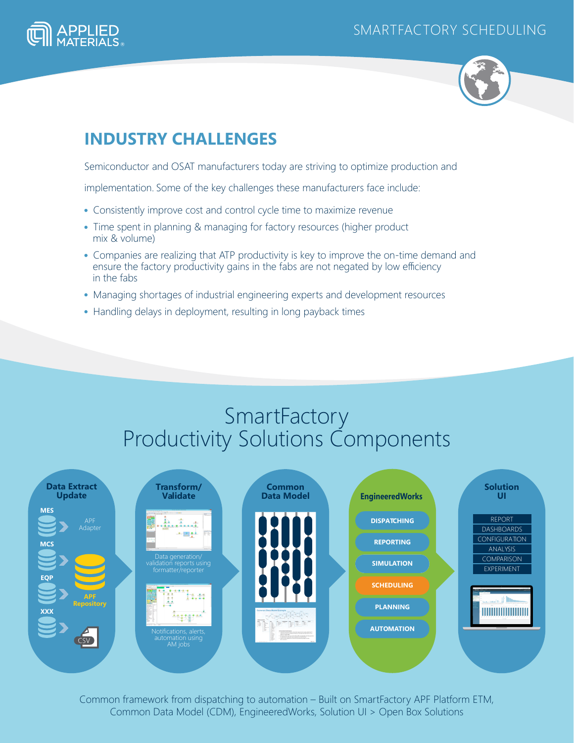## INDUSTRY CHALLENGES

Semiconductor and OSAT manufacturers today are striving to optimize production and implementation. Some of the key challenges these manufacturers face include:

- Consistently improve cost and control cycle time to maximize revenue
- Time spent in planning & managing for factory resources (higher product mix & volume)
- Companies are realizing that ATP productivity is key to improve the on-time demand and ensure the factory productivity gains in the fabs are not negated by low efficiency in the fabs
- Managing shortages of industrial engineering experts and development resources
- Handling delays in deployment, resulting in long payback times

## SmartFactory Productivity Solutions Components

**Data Extract Update**

MES, MCS, EQP, XXX

APF Adapter

APF Repository

CSV

**Transform/ Validate**

Data generation/ validation reports using formatter/reporter

Notifications, alerts, automation using AM jobs

**Common Data Model**

**EngineeredWorks**

- DISPATCHING
- REPORTING
- SIMULATION
- SCHEDULING
- PLANNING
- AUTOMATION

**Solution UI**

- REPORT
- DASHBOARDS
- CONFIGURATION
- ANALYSIS
- COMPARISON
- EXPERIMENT

Common framework from dispatching to automation – Built on SmartFactory APF Platform ETM, Common Data Model (CDM), EngineeredWorks, Solution UI > Open Box Solutions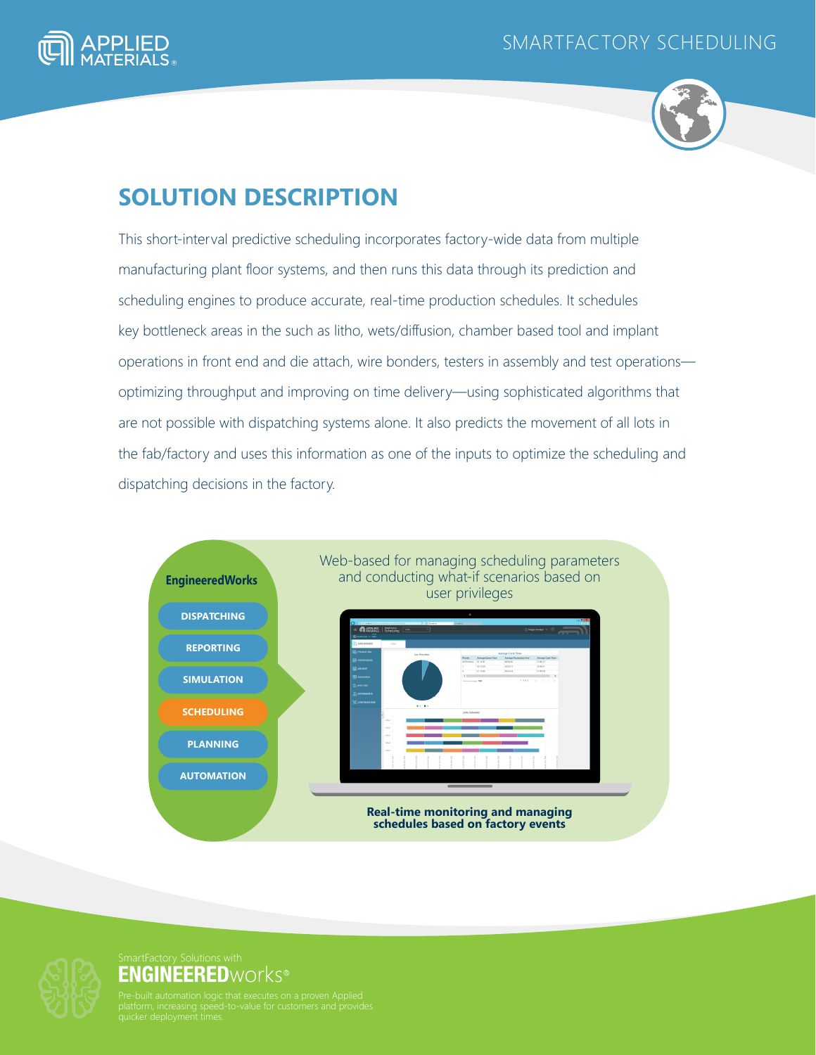## SOLUTION DESCRIPTION

This short-interval predictive scheduling incorporates factory-wide data from multiple manufacturing plant floor systems, and then runs this data through its prediction and scheduling engines to produce accurate, real-time production schedules. It schedules key bottleneck areas in the such as litho, wets/diffusion, chamber based tool and implant operations in front end and die attach, wire bonders, testers in assembly and test operations—optimizing throughput and improving on time delivery—using sophisticated algorithms that are not possible with dispatching systems alone. It also predicts the movement of all lots in the fab/factory and uses this information as one of the inputs to optimize the scheduling and dispatching decisions in the factory.

**EngineeredWorks**

- DISPATCHING
- REPORTING
- SIMULATION
- SCHEDULING
- PLANNING
- AUTOMATION

Web-based for managing scheduling parameters and conducting what-if scenarios based on user privileges

**Real-time monitoring and managing schedules based on factory events**

SmartFactory Solutions with **ENGINEERED**works®

Pre-built automation logic that executes on a proven Applied platform, increasing speed-to-value for customers and provides quicker deployment times.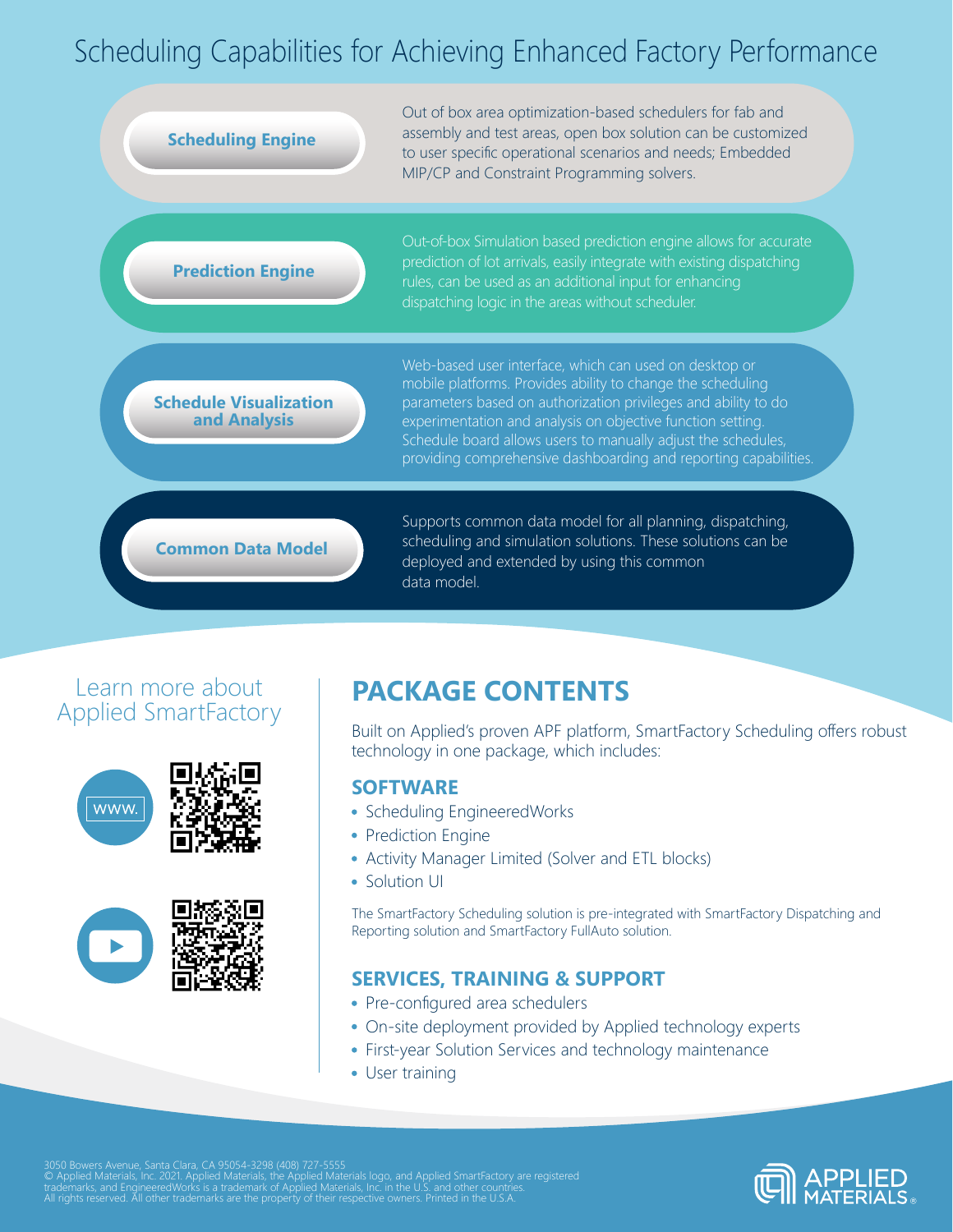# Scheduling Capabilities for Achieving Enhanced Factory Performance

**Scheduling Engine**

Out of box area optimization-based schedulers for fab and assembly and test areas, open box solution can be customized to user specific operational scenarios and needs; Embedded MIP/CP and Constraint Programming solvers.

**Prediction Engine**

Out-of-box Simulation based prediction engine allows for accurate prediction of lot arrivals, easily integrate with existing dispatching rules, can be used as an additional input for enhancing dispatching logic in the areas without scheduler.

**Schedule Visualization and Analysis**

Web-based user interface, which can used on desktop or mobile platforms. Provides ability to change the scheduling parameters based on authorization privileges and ability to do experimentation and analysis on objective function setting. Schedule board allows users to manually adjust the schedules, providing comprehensive dashboarding and reporting capabilities.

**Common Data Model**

Supports common data model for all planning, dispatching, scheduling and simulation solutions. These solutions can be deployed and extended by using this common data model.

Learn more about Applied SmartFactory

www.

## PACKAGE CONTENTS

Built on Applied's proven APF platform, SmartFactory Scheduling offers robust technology in one package, which includes:

### SOFTWARE

- Scheduling EngineeredWorks
- Prediction Engine
- Activity Manager Limited (Solver and ETL blocks)
- Solution UI

The SmartFactory Scheduling solution is pre-integrated with SmartFactory Dispatching and Reporting solution and SmartFactory FullAuto solution.

### SERVICES, TRAINING & SUPPORT

- Pre-configured area schedulers
- On-site deployment provided by Applied technology experts
- First-year Solution Services and technology maintenance
- User training

3050 Bowers Avenue, Santa Clara, CA 95054-3298 (408) 727-5555
© Applied Materials, Inc. 2021. Applied Materials, the Applied Materials logo, and Applied SmartFactory are registered trademarks, and EngineeredWorks is a trademark of Applied Materials, Inc. in the U.S. and other countries. All rights reserved. All other trademarks are the property of their respective owners. Printed in the U.S.A.

APPLIED MATERIALS®